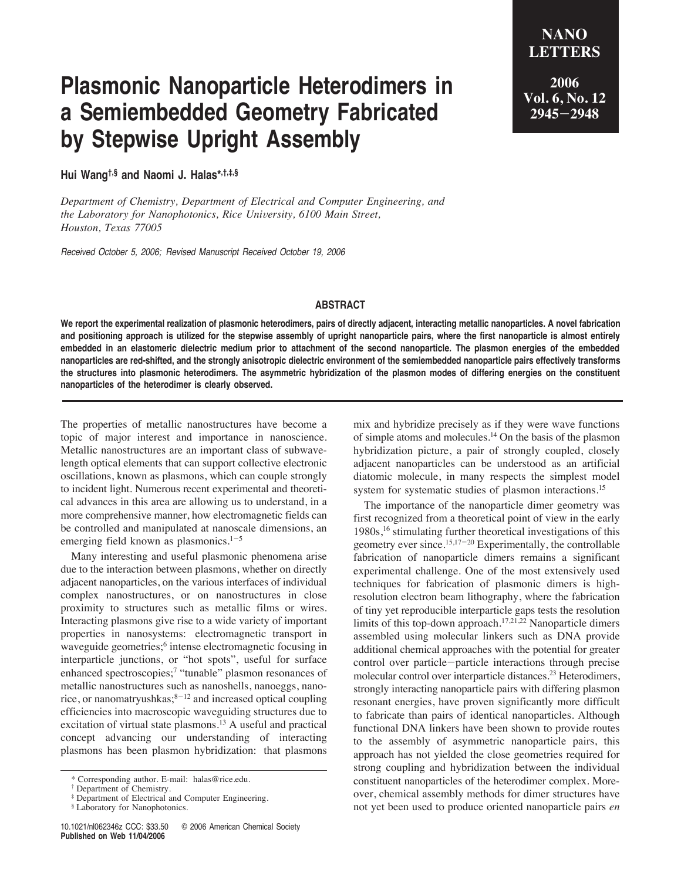# Plasmonic Nanoparticle Heterodimers in a Semiembedded Geometry Fabricated by Stepwise Upright Assembly

**Hui Wang[†,§] and Naomi J. Halas[*,†,‡,§]**

*Department of Chemistry, Department of Electrical and Computer Engineering, and the Laboratory for Nanophotonics, Rice University, 6100 Main Street, Houston, Texas 77005*

*Received October 5, 2006; Revised Manuscript Received October 19, 2006*

## ABSTRACT

**We report the experimental realization of plasmonic heterodimers, pairs of directly adjacent, interacting metallic nanoparticles. A novel fabrication and positioning approach is utilized for the stepwise assembly of upright nanoparticle pairs, where the first nanoparticle is almost entirely embedded in an elastomeric dielectric medium prior to attachment of the second nanoparticle. The plasmon energies of the embedded nanoparticles are red-shifted, and the strongly anisotropic dielectric environment of the semiembedded nanoparticle pairs effectively transforms the structures into plasmonic heterodimers. The asymmetric hybridization of the plasmon modes of differing energies on the constituent nanoparticles of the heterodimer is clearly observed.**

The properties of metallic nanostructures have become a topic of major interest and importance in nanoscience. Metallic nanostructures are an important class of subwavelength optical elements that can support collective electronic oscillations, known as plasmons, which can couple strongly to incident light. Numerous recent experimental and theoretical advances in this area are allowing us to understand, in a more comprehensive manner, how electromagnetic fields can be controlled and manipulated at nanoscale dimensions, an emerging field known as plasmonics.[1−5]

Many interesting and useful plasmonic phenomena arise due to the interaction between plasmons, whether on directly adjacent nanoparticles, on the various interfaces of individual complex nanostructures, or on nanostructures in close proximity to structures such as metallic films or wires. Interacting plasmons give rise to a wide variety of important properties in nanosystems: electromagnetic transport in waveguide geometries;[6] intense electromagnetic focusing in interparticle junctions, or "hot spots", useful for surface enhanced spectroscopies;[7] "tunable" plasmon resonances of metallic nanostructures such as nanoshells, nanoeggs, nanorice, or nanomatryushkas;[8−12] and increased optical coupling efficiencies into macroscopic waveguiding structures due to excitation of virtual state plasmons.[13] A useful and practical concept advancing our understanding of interacting plasmons has been plasmon hybridization: that plasmons mix and hybridize precisely as if they were wave functions of simple atoms and molecules.[14] On the basis of the plasmon hybridization picture, a pair of strongly coupled, closely adjacent nanoparticles can be understood as an artificial diatomic molecule, in many respects the simplest model system for systematic studies of plasmon interactions.[15]

The importance of the nanoparticle dimer geometry was first recognized from a theoretical point of view in the early 1980s,[16] stimulating further theoretical investigations of this geometry ever since.[15,17−20] Experimentally, the controllable fabrication of nanoparticle dimers remains a significant experimental challenge. One of the most extensively used techniques for fabrication of plasmonic dimers is high-resolution electron beam lithography, where the fabrication of tiny yet reproducible interparticle gaps tests the resolution limits of this top-down approach.[17,21,22] Nanoparticle dimers assembled using molecular linkers such as DNA provide additional chemical approaches with the potential for greater control over particle−particle interactions through precise molecular control over interparticle distances.[23] Heterodimers, strongly interacting nanoparticle pairs with differing plasmon resonant energies, have proven significantly more difficult to fabricate than pairs of identical nanoparticles. Although functional DNA linkers have been shown to provide routes to the assembly of asymmetric nanoparticle pairs, this approach has not yielded the close geometries required for strong coupling and hybridization between the individual constituent nanoparticles of the heterodimer complex. Moreover, chemical assembly methods for dimer structures have not yet been used to produce oriented nanoparticle pairs *en*

\* Corresponding author. E-mail: halas@rice.edu.
† Department of Chemistry.
‡ Department of Electrical and Computer Engineering.
§ Laboratory for Nanophotonics.

10.1021/nl062346z CCC: $33.50 © 2006 American Chemical Society
**Published on Web 11/04/2006**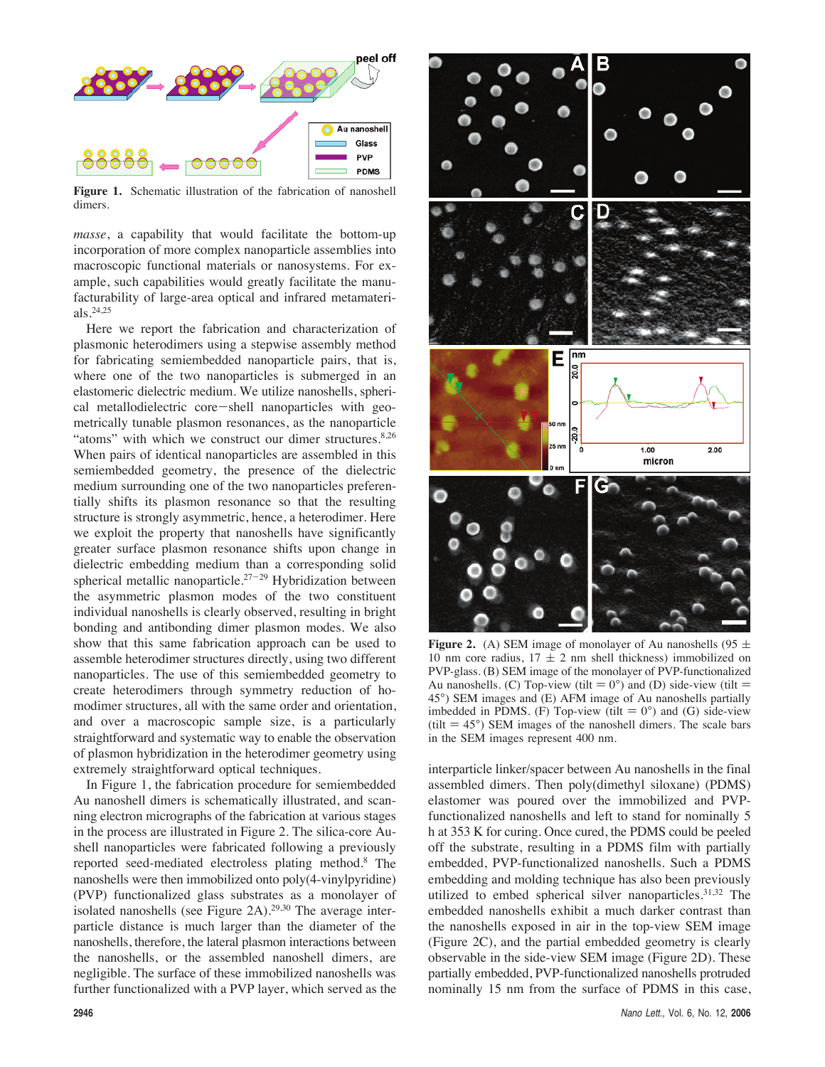Figure 1. Schematic illustration of the fabrication of nanoshell dimers.

*masse*, a capability that would facilitate the bottom-up incorporation of more complex nanoparticle assemblies into macroscopic functional materials or nanosystems. For example, such capabilities would greatly facilitate the manufacturability of large-area optical and infrared metamaterials.[24,25]

Here we report the fabrication and characterization of plasmonic heterodimers using a stepwise assembly method for fabricating semiembedded nanoparticle pairs, that is, where one of the two nanoparticles is submerged in an elastomeric dielectric medium. We utilize nanoshells, spherical metallodielectric core–shell nanoparticles with geometrically tunable plasmon resonances, as the nanoparticle "atoms" with which we construct our dimer structures.[8,26] When pairs of identical nanoparticles are assembled in this semiembedded geometry, the presence of the dielectric medium surrounding one of the two nanoparticles preferentially shifts its plasmon resonance so that the resulting structure is strongly asymmetric, hence, a heterodimer. Here we exploit the property that nanoshells have significantly greater surface plasmon resonance shifts upon change in dielectric embedding medium than a corresponding solid spherical metallic nanoparticle.[27–29] Hybridization between the asymmetric plasmon modes of the two constituent individual nanoshells is clearly observed, resulting in bright bonding and antibonding dimer plasmon modes. We also show that this same fabrication approach can be used to assemble heterodimer structures directly, using two different nanoparticles. The use of this semiembedded geometry to create heterodimers through symmetry reduction of homodimer structures, all with the same order and orientation, and over a macroscopic sample size, is a particularly straightforward and systematic way to enable the observation of plasmon hybridization in the heterodimer geometry using extremely straightforward optical techniques.

In Figure 1, the fabrication procedure for semiembedded Au nanoshell dimers is schematically illustrated, and scanning electron micrographs of the fabrication at various stages in the process are illustrated in Figure 2. The silica-core Au-shell nanoparticles were fabricated following a previously reported seed-mediated electroless plating method.[8] The nanoshells were then immobilized onto poly(4-vinylpyridine) (PVP) functionalized glass substrates as a monolayer of isolated nanoshells (see Figure 2A).[29,30] The average interparticle distance is much larger than the diameter of the nanoshells, therefore, the lateral plasmon interactions between the nanoshells, or the assembled nanoshell dimers, are negligible. The surface of these immobilized nanoshells was further functionalized with a PVP layer, which served as the interparticle linker/spacer between Au nanoshells in the final assembled dimers. Then poly(dimethyl siloxane) (PDMS) elastomer was poured over the immobilized and PVP-functionalized nanoshells and left to stand for nominally 5 h at 353 K for curing. Once cured, the PDMS could be peeled off the substrate, resulting in a PDMS film with partially embedded, PVP-functionalized nanoshells. Such a PDMS embedding and molding technique has also been previously utilized to embed spherical silver nanoparticles.[31,32] The embedded nanoshells exhibit a much darker contrast than the nanoshells exposed in air in the top-view SEM image (Figure 2C), and the partial embedded geometry is clearly observable in the side-view SEM image (Figure 2D). These partially embedded, PVP-functionalized nanoshells protruded nominally 15 nm from the surface of PDMS in this case,

Figure 2. (A) SEM image of monolayer of Au nanoshells (95 ± 10 nm core radius, 17 ± 2 nm shell thickness) immobilized on PVP-glass. (B) SEM image of the monolayer of PVP-functionalized Au nanoshells. (C) Top-view (tilt = 0°) and (D) side-view (tilt = 45°) SEM images and (E) AFM image of Au nanoshells partially imbedded in PDMS. (F) Top-view (tilt = 0°) and (G) side-view (tilt = 45°) SEM images of the nanoshell dimers. The scale bars in the SEM images represent 400 nm.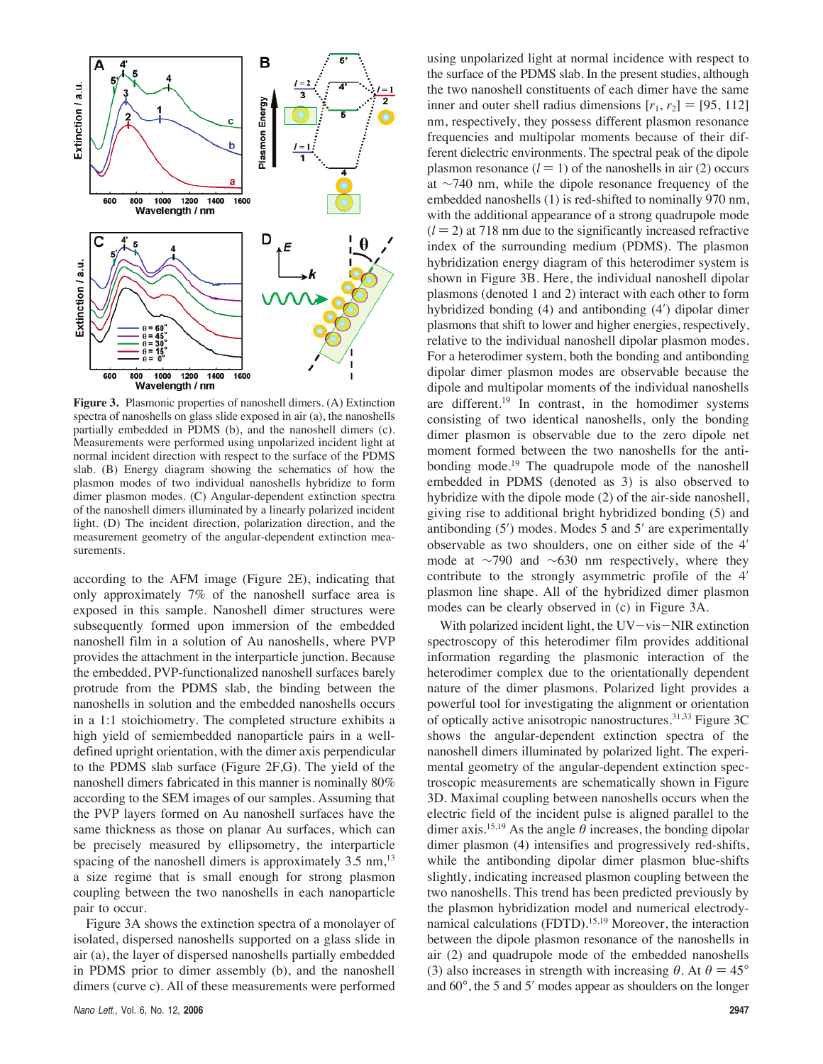**Figure 3.** Plasmonic properties of nanoshell dimers. (A) Extinction spectra of nanoshells on glass slide exposed in air (a), the nanoshells partially embedded in PDMS (b), and the nanoshell dimers (c). Measurements were performed using unpolarized incident light at normal incident direction with respect to the surface of the PDMS slab. (B) Energy diagram showing the schematics of how the plasmon modes of two individual nanoshells hybridize to form dimer plasmon modes. (C) Angular-dependent extinction spectra of the nanoshell dimers illuminated by a linearly polarized incident light. (D) The incident direction, polarization direction, and the measurement geometry of the angular-dependent extinction measurements.

according to the AFM image (Figure 2E), indicating that only approximately 7% of the nanoshell surface area is exposed in this sample. Nanoshell dimer structures were subsequently formed upon immersion of the embedded nanoshell film in a solution of Au nanoshells, where PVP provides the attachment in the interparticle junction. Because the embedded, PVP-functionalized nanoshell surfaces barely protrude from the PDMS slab, the binding between the nanoshells in solution and the embedded nanoshells occurs in a 1:1 stoichiometry. The completed structure exhibits a high yield of semiembedded nanoparticle pairs in a well-defined upright orientation, with the dimer axis perpendicular to the PDMS slab surface (Figure 2F,G). The yield of the nanoshell dimers fabricated in this manner is nominally 80% according to the SEM images of our samples. Assuming that the PVP layers formed on Au nanoshell surfaces have the same thickness as those on planar Au surfaces, which can be precisely measured by ellipsometry, the interparticle spacing of the nanoshell dimers is approximately 3.5 nm,[13] a size regime that is small enough for strong plasmon coupling between the two nanoshells in each nanoparticle pair to occur.

Figure 3A shows the extinction spectra of a monolayer of isolated, dispersed nanoshells supported on a glass slide in air (a), the layer of dispersed nanoshells partially embedded in PDMS prior to dimer assembly (b), and the nanoshell dimers (curve c). All of these measurements were performed using unpolarized light at normal incidence with respect to the surface of the PDMS slab. In the present studies, although the two nanoshell constituents of each dimer have the same inner and outer shell radius dimensions $[r_1, r_2] = [95, 112]$ nm, respectively, they possess different plasmon resonance frequencies and multipolar moments because of their different dielectric environments. The spectral peak of the dipole plasmon resonance ($l = 1$) of the nanoshells in air (2) occurs at ~740 nm, while the dipole resonance frequency of the embedded nanoshells (1) is red-shifted to nominally 970 nm, with the additional appearance of a strong quadrupole mode ($l = 2$) at 718 nm due to the significantly increased refractive index of the surrounding medium (PDMS). The plasmon hybridization energy diagram of this heterodimer system is shown in Figure 3B. Here, the individual nanoshell dipolar plasmons (denoted 1 and 2) interact with each other to form hybridized bonding (4) and antibonding (4′) dipolar dimer plasmons that shift to lower and higher energies, respectively, relative to the individual nanoshell dipolar plasmon modes. For a heterodimer system, both the bonding and antibonding dipolar dimer plasmon modes are observable because the dipole and multipolar moments of the individual nanoshells are different.[19] In contrast, in the homodimer systems consisting of two identical nanoshells, only the bonding dimer plasmon is observable due to the zero dipole net moment formed between the two nanoshells for the antibonding mode.[19] The quadrupole mode of the nanoshell embedded in PDMS (denoted as 3) is also observed to hybridize with the dipole mode (2) of the air-side nanoshell, giving rise to additional bright hybridized bonding (5) and antibonding (5′) modes. Modes 5 and 5′ are experimentally observable as two shoulders, one on either side of the 4′ mode at ~790 and ~630 nm respectively, where they contribute to the strongly asymmetric profile of the 4′ plasmon line shape. All of the hybridized dimer plasmon modes can be clearly observed in (c) in Figure 3A.

With polarized incident light, the UV−vis−NIR extinction spectroscopy of this heterodimer film provides additional information regarding the plasmonic interaction of the heterodimer complex due to the orientationally dependent nature of the dimer plasmons. Polarized light provides a powerful tool for investigating the alignment or orientation of optically active anisotropic nanostructures.[31,33] Figure 3C shows the angular-dependent extinction spectra of the nanoshell dimers illuminated by polarized light. The experimental geometry of the angular-dependent extinction spectroscopic measurements are schematically shown in Figure 3D. Maximal coupling between nanoshells occurs when the electric field of the incident pulse is aligned parallel to the dimer axis.[15,19] As the angle $\theta$ increases, the bonding dipolar dimer plasmon (4) intensifies and progressively red-shifts, while the antibonding dipolar dimer plasmon blue-shifts slightly, indicating increased plasmon coupling between the two nanoshells. This trend has been predicted previously by the plasmon hybridization model and numerical electrodynamical calculations (FDTD).[15,19] Moreover, the interaction between the dipole plasmon resonance of the nanoshells in air (2) and quadrupole mode of the embedded nanoshells (3) also increases in strength with increasing $\theta$. At $\theta = 45°$ and 60°, the 5 and 5′ modes appear as shoulders on the longer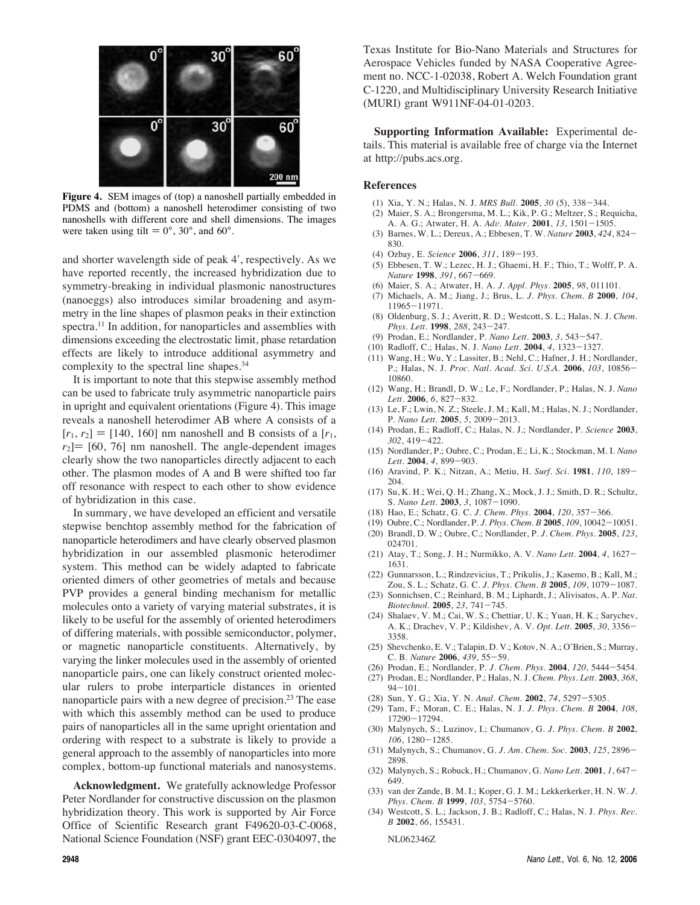**Figure 4.** SEM images of (top) a nanoshell partially embedded in PDMS and (bottom) a nanoshell heterodimer consisting of two nanoshells with different core and shell dimensions. The images were taken using tilt = 0°, 30°, and 60°.

and shorter wavelength side of peak 4′, respectively. As we have reported recently, the increased hybridization due to symmetry-breaking in individual plasmonic nanostructures (nanoeggs) also introduces similar broadening and asymmetry in the line shapes of plasmon peaks in their extinction spectra.[11] In addition, for nanoparticles and assemblies with dimensions exceeding the electrostatic limit, phase retardation effects are likely to introduce additional asymmetry and complexity to the spectral line shapes.[34]

It is important to note that this stepwise assembly method can be used to fabricate truly asymmetric nanoparticle pairs in upright and equivalent orientations (Figure 4). This image reveals a nanoshell heterodimer AB where A consists of a $[r_1, r_2] = [140, 160]$ nm nanoshell and B consists of a $[r_1, r_2] = [60, 76]$ nm nanoshell. The angle-dependent images clearly show the two nanoparticles directly adjacent to each other. The plasmon modes of A and B were shifted too far off resonance with respect to each other to show evidence of hybridization in this case.

In summary, we have developed an efficient and versatile stepwise benchtop assembly method for the fabrication of nanoparticle heterodimers and have clearly observed plasmon hybridization in our assembled plasmonic heterodimer system. This method can be widely adapted to fabricate oriented dimers of other geometries of metals and because PVP provides a general binding mechanism for metallic molecules onto a variety of varying material substrates, it is likely to be useful for the assembly of oriented heterodimers of differing materials, with possible semiconductor, polymer, or magnetic nanoparticle constituents. Alternatively, by varying the linker molecules used in the assembly of oriented nanoparticle pairs, one can likely construct oriented molecular rulers to probe interparticle distances in oriented nanoparticle pairs with a new degree of precision.[23] The ease with which this assembly method can be used to produce pairs of nanoparticles all in the same upright orientation and ordering with respect to a substrate is likely to provide a general approach to the assembly of nanoparticles into more complex, bottom-up functional materials and nanosystems.

**Acknowledgment.** We gratefully acknowledge Professor Peter Nordlander for constructive discussion on the plasmon hybridization theory. This work is supported by Air Force Office of Scientific Research grant F49620-03-C-0068, National Science Foundation (NSF) grant EEC-0304097, the Texas Institute for Bio-Nano Materials and Structures for Aerospace Vehicles funded by NASA Cooperative Agreement no. NCC-1-02038, Robert A. Welch Foundation grant C-1220, and Multidisciplinary University Research Initiative (MURI) grant W911NF-04-01-0203.

**Supporting Information Available:** Experimental details. This material is available free of charge via the Internet at http://pubs.acs.org.

## References

(1) Xia, Y. N.; Halas, N. J. *MRS Bull.* **2005**, *30* (5), 338−344.
(2) Maier, S. A.; Brongersma, M. L.; Kik, P. G.; Meltzer, S.; Requicha, A. A. G.; Atwater, H. A. *Adv. Mater.* **2001**, *13*, 1501−1505.
(3) Barnes, W. L.; Dereux, A.; Ebbesen, T. W. *Nature* **2003**, *424*, 824−830.
(4) Ozbay, E. *Science* **2006**, *311*, 189−193.
(5) Ebbesen, T. W.; Lezec, H. J.; Ghaemi, H. F.; Thio, T.; Wolff, P. A. *Nature* **1998**, *391*, 667−669.
(6) Maier, S. A.; Atwater, H. A. *J. Appl. Phys.* **2005**, *98*, 011101.
(7) Michaels, A. M.; Jiang, J.; Brus, L. *J. Phys. Chem. B* **2000**, *104*, 11965−11971.
(8) Oldenburg, S. J.; Averitt, R. D.; Westcott, S. L.; Halas, N. J. *Chem. Phys. Lett.* **1998**, *288*, 243−247.
(9) Prodan, E.; Nordlander, P. *Nano Lett.* **2003**, *3*, 543−547.
(10) Radloff, C.; Halas, N. J. *Nano Lett.* **2004**, *4*, 1323−1327.
(11) Wang, H.; Wu, Y.; Lassiter, B.; Nehl, C.; Hafner, J. H.; Nordlander, P.; Halas, N. J. *Proc. Natl. Acad. Sci. U.S.A.* **2006**, *103*, 10856−10860.
(12) Wang, H.; Brandl, D. W.; Le, F.; Nordlander, P.; Halas, N. J. *Nano Lett.* **2006**, *6*, 827−832.
(13) Le, F.; Lwin, N. Z.; Steele, J. M.; Kall, M.; Halas, N. J.; Nordlander, P. *Nano Lett.* **2005**, *5*, 2009−2013.
(14) Prodan, E.; Radloff, C.; Halas, N. J.; Nordlander, P. *Science* **2003**, *302*, 419−422.
(15) Nordlander, P.; Oubre, C.; Prodan, E.; Li, K.; Stockman, M. I. *Nano Lett.* **2004**, *4*, 899−903.
(16) Aravind, P. K.; Nitzan, A.; Metiu, H. *Surf. Sci.* **1981**, *110*, 189−204.
(17) Su, K. H.; Wei, Q. H.; Zhang, X.; Mock, J. J.; Smith, D. R.; Schultz, S. *Nano Lett.* **2003**, *3*, 1087−1090.
(18) Hao, E.; Schatz, G. C. *J. Chem. Phys.* **2004**, *120*, 357−366.
(19) Oubre, C.; Nordlander, P. *J. Phys. Chem. B* **2005**, *109*, 10042−10051.
(20) Brandl, D. W.; Oubre, C.; Nordlander, P. *J. Chem. Phys.* **2005**, *123*, 024701.
(21) Atay, T.; Song, J. H.; Nurmikko, A. V. *Nano Lett.* **2004**, *4*, 1627−1631.
(22) Gunnarsson, L.; Rindzevicius, T.; Prikulis, J.; Kasemo, B.; Kall, M.; Zou, S. L.; Schatz, G. C. *J. Phys. Chem. B* **2005**, *109*, 1079−1087.
(23) Sonnichsen, C.; Reinhard, B. M.; Liphardt, J.; Alivisatos, A. P. *Nat. Biotechnol.* **2005**, *23*, 741−745.
(24) Shalaev, V. M.; Cai, W. S.; Chettiar, U. K.; Yuan, H. K.; Sarychev, A. K.; Drachev, V. P.; Kildishev, A. V. *Opt. Lett.* **2005**, *30*, 3356−3358.
(25) Shevchenko, E. V.; Talapin, D. V.; Kotov, N. A.; O'Brien, S.; Murray, C. B. *Nature* **2006**, *439*, 55−59.
(26) Prodan, E.; Nordlander, P. *J. Chem. Phys.* **2004**, *120*, 5444−5454.
(27) Prodan, E.; Nordlander, P.; Halas, N. J. *Chem. Phys. Lett.* **2003**, *368*, 94−101.
(28) Sun, Y. G.; Xia, Y. N. *Anal. Chem.* **2002**, *74*, 5297−5305.
(29) Tam, F.; Moran, C. E.; Halas, N. J. *J. Phys. Chem. B* **2004**, *108*, 17290−17294.
(30) Malynych, S.; Luzinov, I.; Chumanov, G. *J. Phys. Chem. B* **2002**, *106*, 1280−1285.
(31) Malynych, S.; Chumanov, G. *J. Am. Chem. Soc.* **2003**, *125*, 2896−2898.
(32) Malynych, S.; Robuck, H.; Chumanov, G. *Nano Lett.* **2001**, *1*, 647−649.
(33) van der Zande, B. M. I.; Koper, G. J. M.; Lekkerkerker, H. N. W. *J. Phys. Chem. B* **1999**, *103*, 5754−5760.
(34) Westcott, S. L.; Jackson, J. B.; Radloff, C.; Halas, N. J. *Phys. Rev. B* **2002**, *66*, 155431.

NL062346Z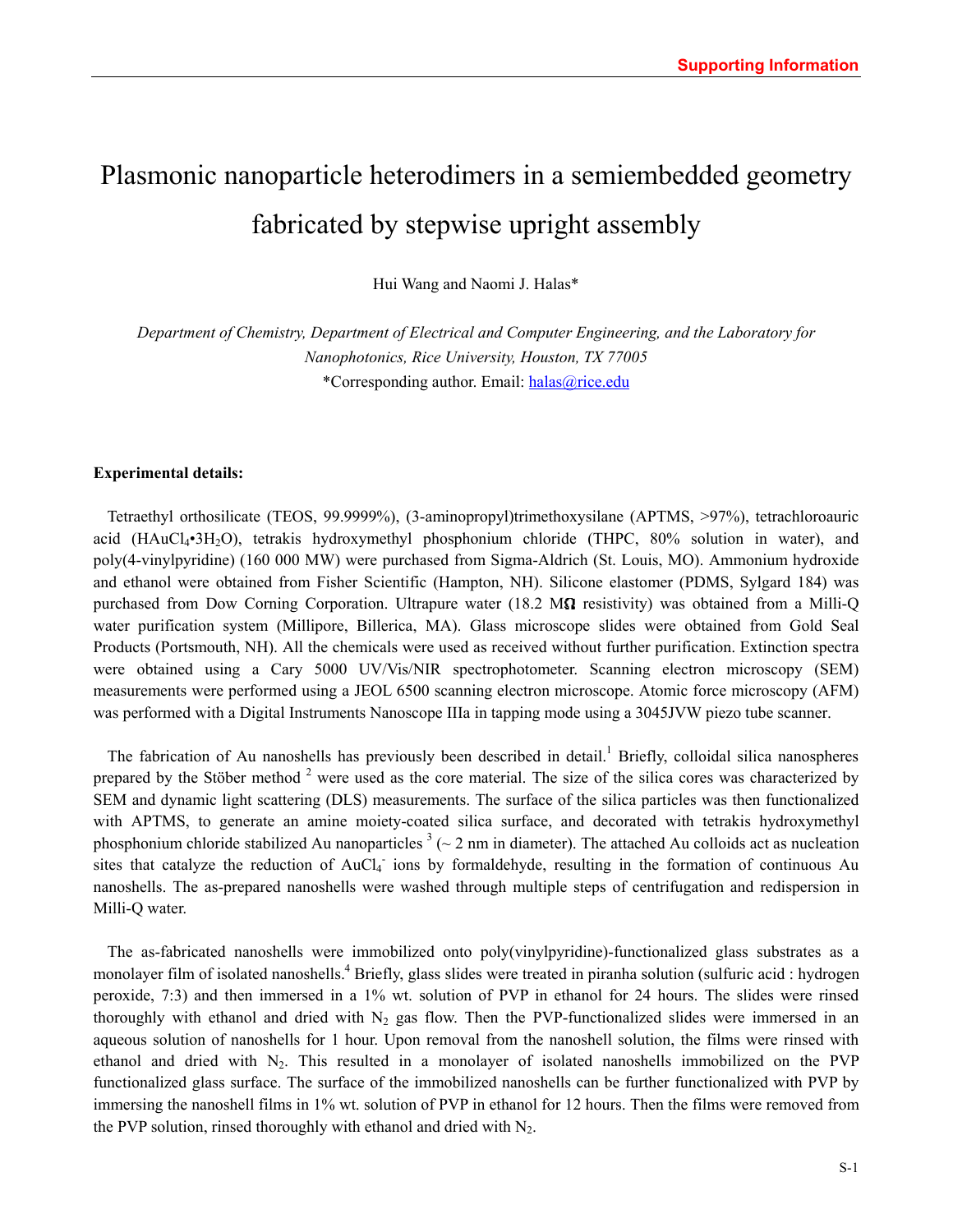# Plasmonic nanoparticle heterodimers in a semiembedded geometry fabricated by stepwise upright assembly

Hui Wang and Naomi J. Halas*

*Department of Chemistry, Department of Electrical and Computer Engineering, and the Laboratory for Nanophotonics, Rice University, Houston, TX 77005*

*Corresponding author. Email: halas@rice.edu

**Experimental details:**

Tetraethyl orthosilicate (TEOS, 99.9999%), (3-aminopropyl)trimethoxysilane (APTMS, >97%), tetrachloroauric acid ($HAuCl_4$•$3H_2O$), tetrakis hydroxymethyl phosphonium chloride (THPC, 80% solution in water), and poly(4-vinylpyridine) (160 000 MW) were purchased from Sigma-Aldrich (St. Louis, MO). Ammonium hydroxide and ethanol were obtained from Fisher Scientific (Hampton, NH). Silicone elastomer (PDMS, Sylgard 184) was purchased from Dow Corning Corporation. Ultrapure water (18.2 MΩ resistivity) was obtained from a Milli-Q water purification system (Millipore, Billerica, MA). Glass microscope slides were obtained from Gold Seal Products (Portsmouth, NH). All the chemicals were used as received without further purification. Extinction spectra were obtained using a Cary 5000 UV/Vis/NIR spectrophotometer. Scanning electron microscopy (SEM) measurements were performed using a JEOL 6500 scanning electron microscope. Atomic force microscopy (AFM) was performed with a Digital Instruments Nanoscope IIIa in tapping mode using a 3045JVW piezo tube scanner.

The fabrication of Au nanoshells has previously been described in detail.[1] Briefly, colloidal silica nanospheres prepared by the Stöber method [2] were used as the core material. The size of the silica cores was characterized by SEM and dynamic light scattering (DLS) measurements. The surface of the silica particles was then functionalized with APTMS, to generate an amine moiety-coated silica surface, and decorated with tetrakis hydroxymethyl phosphonium chloride stabilized Au nanoparticles [3] (~ 2 nm in diameter). The attached Au colloids act as nucleation sites that catalyze the reduction of $AuCl_4^-$ ions by formaldehyde, resulting in the formation of continuous Au nanoshells. The as-prepared nanoshells were washed through multiple steps of centrifugation and redispersion in Milli-Q water.

The as-fabricated nanoshells were immobilized onto poly(vinylpyridine)-functionalized glass substrates as a monolayer film of isolated nanoshells.[4] Briefly, glass slides were treated in piranha solution (sulfuric acid : hydrogen peroxide, 7:3) and then immersed in a 1% wt. solution of PVP in ethanol for 24 hours. The slides were rinsed thoroughly with ethanol and dried with $N_2$ gas flow. Then the PVP-functionalized slides were immersed in an aqueous solution of nanoshells for 1 hour. Upon removal from the nanoshell solution, the films were rinsed with ethanol and dried with $N_2$. This resulted in a monolayer of isolated nanoshells immobilized on the PVP functionalized glass surface. The surface of the immobilized nanoshells can be further functionalized with PVP by immersing the nanoshell films in 1% wt. solution of PVP in ethanol for 12 hours. Then the films were removed from the PVP solution, rinsed thoroughly with ethanol and dried with $N_2$.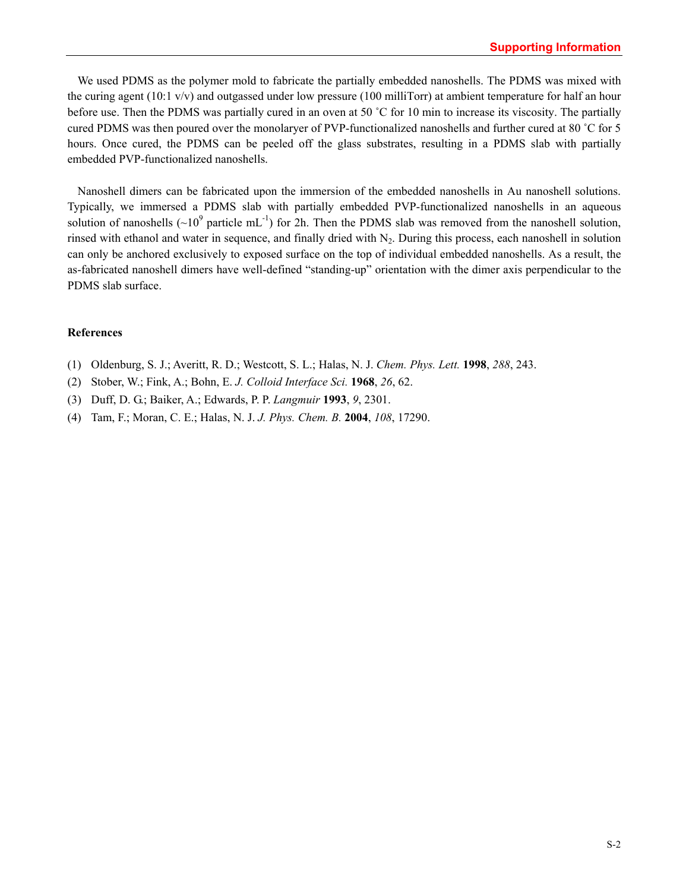We used PDMS as the polymer mold to fabricate the partially embedded nanoshells. The PDMS was mixed with the curing agent (10:1 v/v) and outgassed under low pressure (100 milliTorr) at ambient temperature for half an hour before use. Then the PDMS was partially cured in an oven at 50 ˚C for 10 min to increase its viscosity. The partially cured PDMS was then poured over the monolaryer of PVP-functionalized nanoshells and further cured at 80 ˚C for 5 hours. Once cured, the PDMS can be peeled off the glass substrates, resulting in a PDMS slab with partially embedded PVP-functionalized nanoshells.

Nanoshell dimers can be fabricated upon the immersion of the embedded nanoshells in Au nanoshell solutions. Typically, we immersed a PDMS slab with partially embedded PVP-functionalized nanoshells in an aqueous solution of nanoshells (~$10^9$ particle $mL^{-1}$) for 2h. Then the PDMS slab was removed from the nanoshell solution, rinsed with ethanol and water in sequence, and finally dried with $N_2$. During this process, each nanoshell in solution can only be anchored exclusively to exposed surface on the top of individual embedded nanoshells. As a result, the as-fabricated nanoshell dimers have well-defined "standing-up" orientation with the dimer axis perpendicular to the PDMS slab surface.

**References**

(1) Oldenburg, S. J.; Averitt, R. D.; Westcott, S. L.; Halas, N. J. *Chem. Phys. Lett.* **1998**, *288*, 243.

(2) Stober, W.; Fink, A.; Bohn, E. *J. Colloid Interface Sci.* **1968**, *26*, 62.

(3) Duff, D. G.; Baiker, A.; Edwards, P. P. *Langmuir* **1993**, *9*, 2301.

(4) Tam, F.; Moran, C. E.; Halas, N. J. *J. Phys. Chem. B.* **2004**, *108*, 17290.